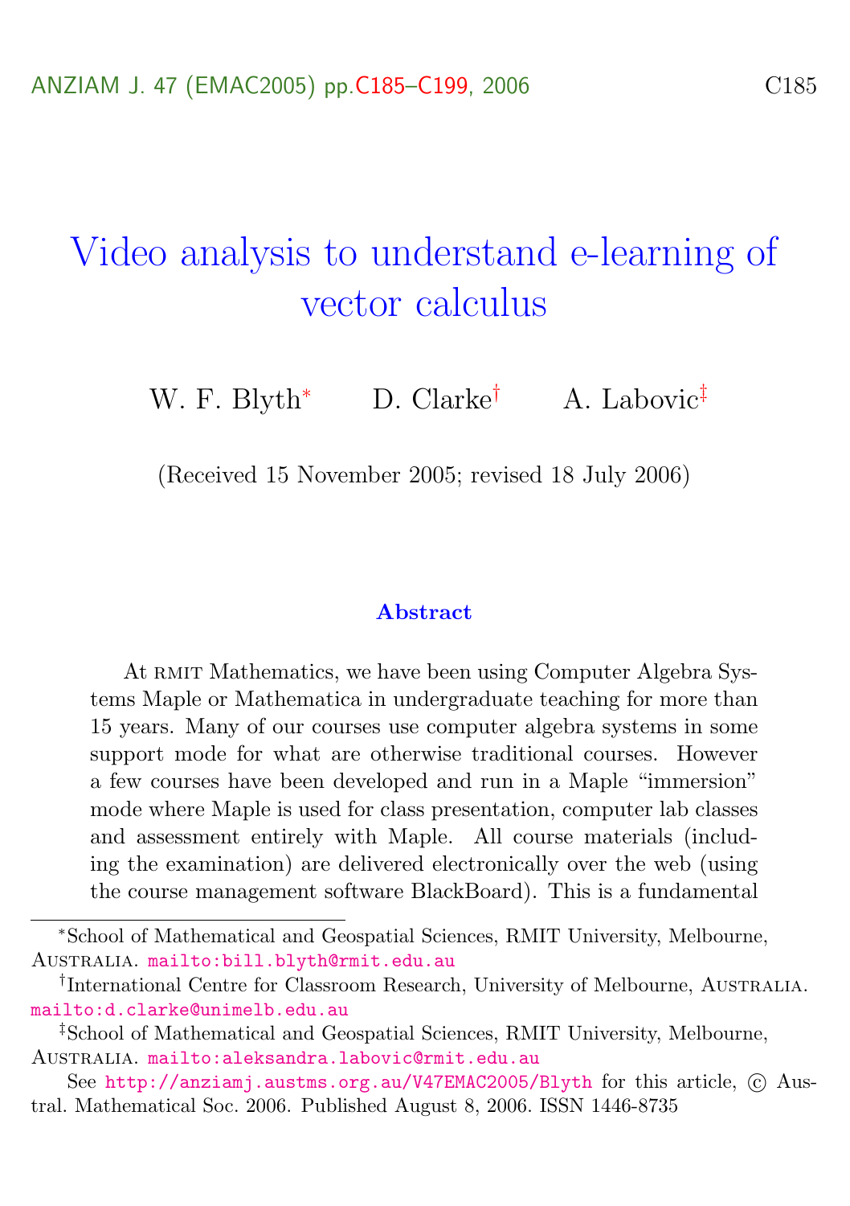# Video analysis to understand e-learning of vector calculus

W. F. Blyth[*] D. Clarke[†] A. Labovic[‡]

(Received 15 November 2005; revised 18 July 2006)

### Abstract

At RMIT Mathematics, we have been using Computer Algebra Systems Maple or Mathematica in undergraduate teaching for more than 15 years. Many of our courses use computer algebra systems in some support mode for what are otherwise traditional courses. However a few courses have been developed and run in a Maple "immersion" mode where Maple is used for class presentation, computer lab classes and assessment entirely with Maple. All course materials (including the examination) are delivered electronically over the web (using the course management software BlackBoard). This is a fundamental

---

[*] School of Mathematical and Geospatial Sciences, RMIT University, Melbourne, Australia. mailto:bill.blyth@rmit.edu.au

[†] International Centre for Classroom Research, University of Melbourne, Australia. mailto:d.clarke@unimelb.edu.au

[‡] School of Mathematical and Geospatial Sciences, RMIT University, Melbourne, Australia. mailto:aleksandra.labovic@rmit.edu.au

See http://anziamj.austms.org.au/V47EMAC2005/Blyth for this article, © Austral. Mathematical Soc. 2006. Published August 8, 2006. ISSN 1446-8735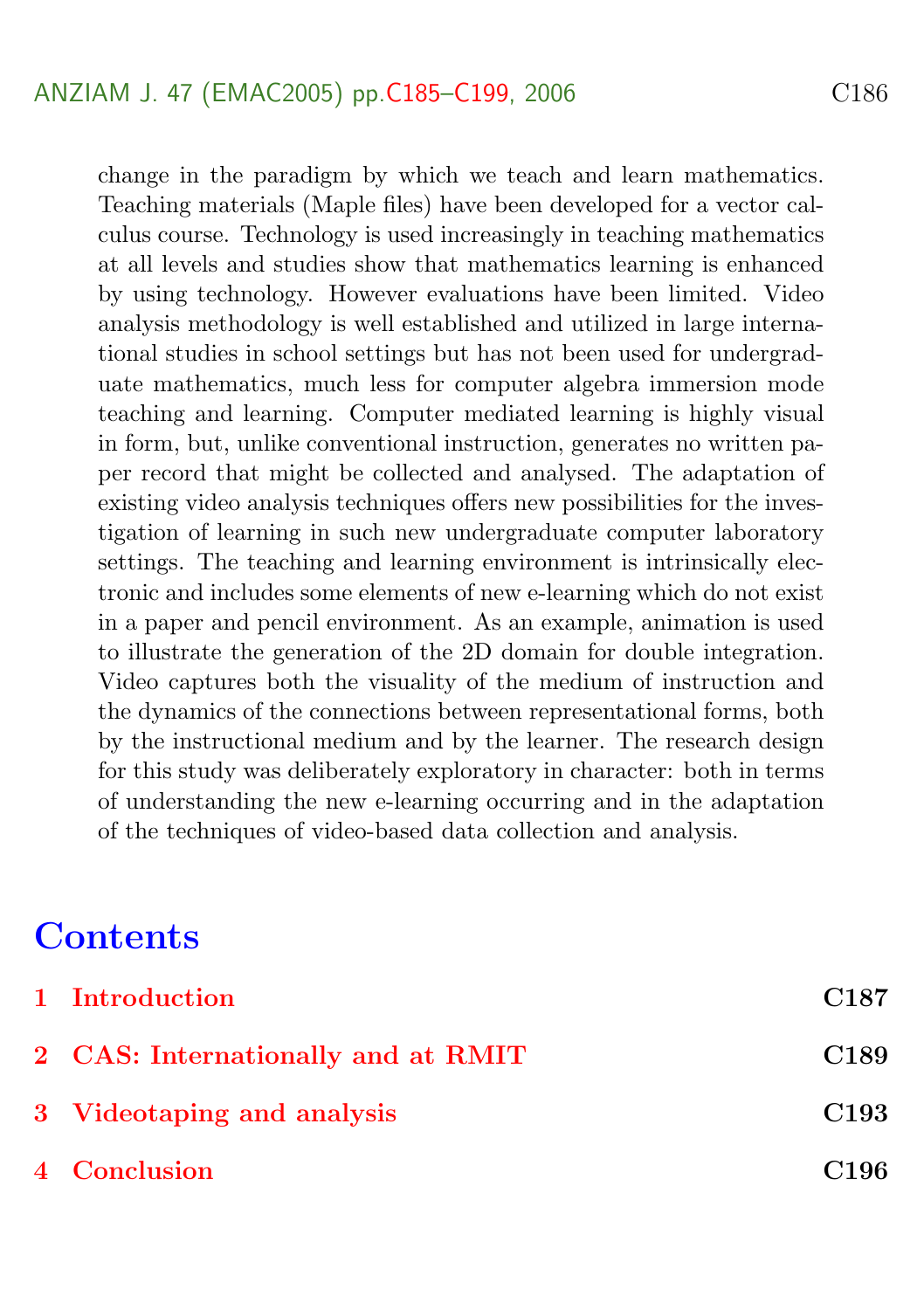change in the paradigm by which we teach and learn mathematics. Teaching materials (Maple files) have been developed for a vector calculus course. Technology is used increasingly in teaching mathematics at all levels and studies show that mathematics learning is enhanced by using technology. However evaluations have been limited. Video analysis methodology is well established and utilized in large international studies in school settings but has not been used for undergraduate mathematics, much less for computer algebra immersion mode teaching and learning. Computer mediated learning is highly visual in form, but, unlike conventional instruction, generates no written paper record that might be collected and analysed. The adaptation of existing video analysis techniques offers new possibilities for the investigation of learning in such new undergraduate computer laboratory settings. The teaching and learning environment is intrinsically electronic and includes some elements of new e-learning which do not exist in a paper and pencil environment. As an example, animation is used to illustrate the generation of the 2D domain for double integration. Video captures both the visuality of the medium of instruction and the dynamics of the connections between representational forms, both by the instructional medium and by the learner. The research design for this study was deliberately exploratory in character: both in terms of understanding the new e-learning occurring and in the adaptation of the techniques of video-based data collection and analysis.

# Contents

- **1 Introduction** — C187
- **2 CAS: Internationally and at RMIT** — C189
- **3 Videotaping and analysis** — C193
- **4 Conclusion** — C196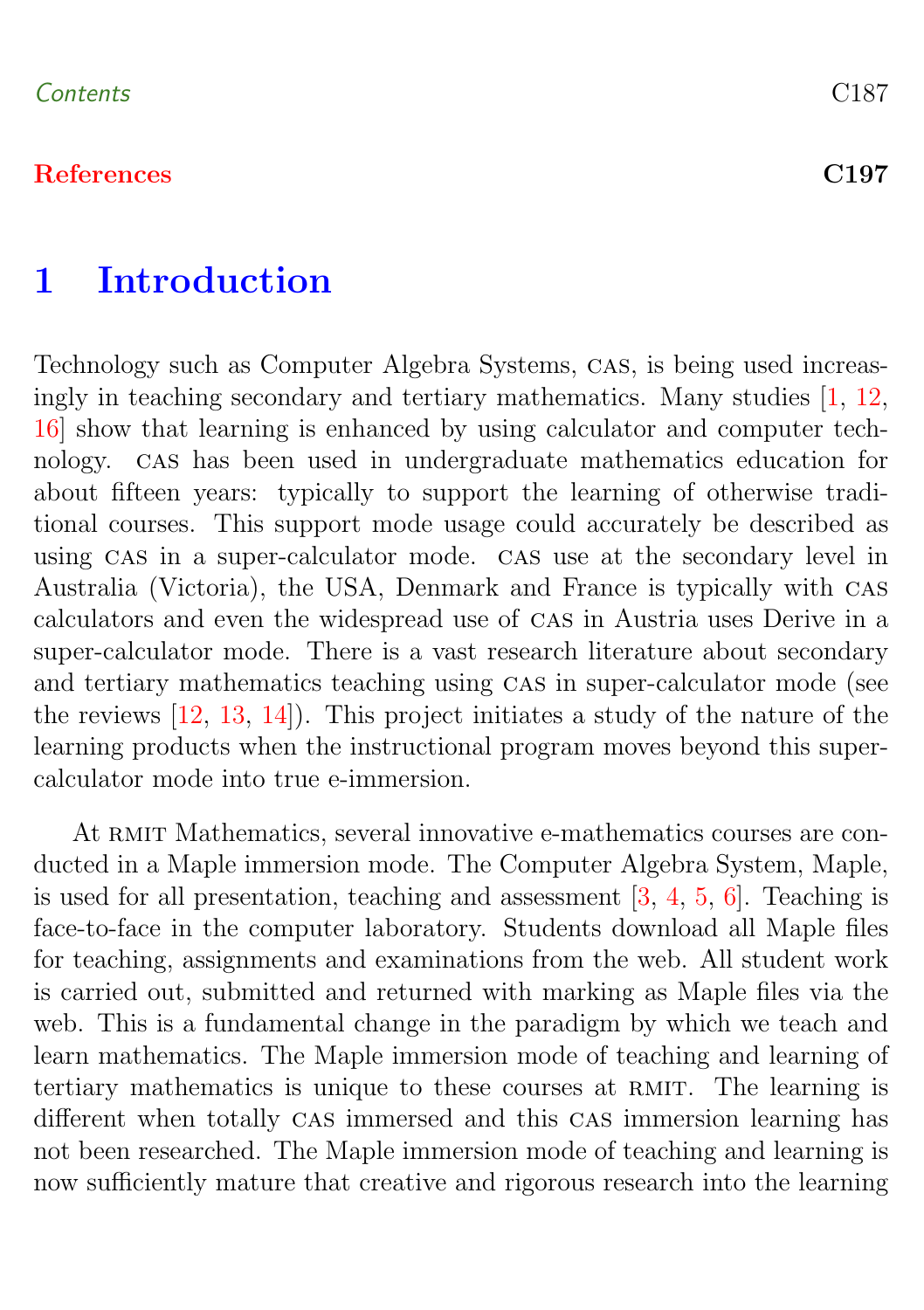Contents C187

References C197

# 1 Introduction

Technology such as Computer Algebra Systems, CAS, is being used increasingly in teaching secondary and tertiary mathematics. Many studies [1, 12, 16] show that learning is enhanced by using calculator and computer technology. CAS has been used in undergraduate mathematics education for about fifteen years: typically to support the learning of otherwise traditional courses. This support mode usage could accurately be described as using CAS in a super-calculator mode. CAS use at the secondary level in Australia (Victoria), the USA, Denmark and France is typically with CAS calculators and even the widespread use of CAS in Austria uses Derive in a super-calculator mode. There is a vast research literature about secondary and tertiary mathematics teaching using CAS in super-calculator mode (see the reviews [12, 13, 14]). This project initiates a study of the nature of the learning products when the instructional program moves beyond this super-calculator mode into true e-immersion.

At RMIT Mathematics, several innovative e-mathematics courses are conducted in a Maple immersion mode. The Computer Algebra System, Maple, is used for all presentation, teaching and assessment [3, 4, 5, 6]. Teaching is face-to-face in the computer laboratory. Students download all Maple files for teaching, assignments and examinations from the web. All student work is carried out, submitted and returned with marking as Maple files via the web. This is a fundamental change in the paradigm by which we teach and learn mathematics. The Maple immersion mode of teaching and learning of tertiary mathematics is unique to these courses at RMIT. The learning is different when totally CAS immersed and this CAS immersion learning has not been researched. The Maple immersion mode of teaching and learning is now sufficiently mature that creative and rigorous research into the learning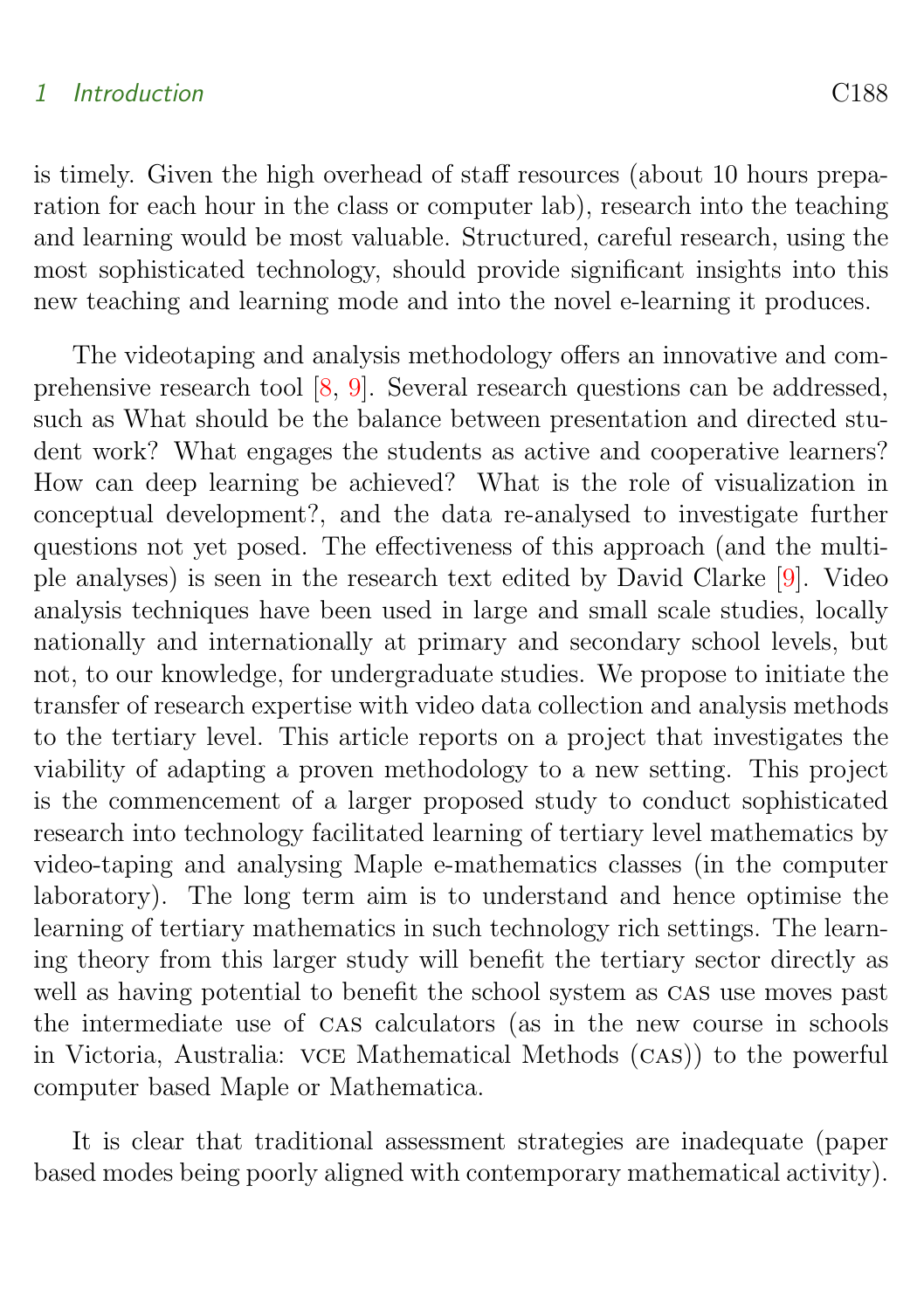is timely. Given the high overhead of staff resources (about 10 hours preparation for each hour in the class or computer lab), research into the teaching and learning would be most valuable. Structured, careful research, using the most sophisticated technology, should provide significant insights into this new teaching and learning mode and into the novel e-learning it produces.

The videotaping and analysis methodology offers an innovative and comprehensive research tool [8, 9]. Several research questions can be addressed, such as What should be the balance between presentation and directed student work? What engages the students as active and cooperative learners? How can deep learning be achieved? What is the role of visualization in conceptual development?, and the data re-analysed to investigate further questions not yet posed. The effectiveness of this approach (and the multiple analyses) is seen in the research text edited by David Clarke [9]. Video analysis techniques have been used in large and small scale studies, locally nationally and internationally at primary and secondary school levels, but not, to our knowledge, for undergraduate studies. We propose to initiate the transfer of research expertise with video data collection and analysis methods to the tertiary level. This article reports on a project that investigates the viability of adapting a proven methodology to a new setting. This project is the commencement of a larger proposed study to conduct sophisticated research into technology facilitated learning of tertiary level mathematics by video-taping and analysing Maple e-mathematics classes (in the computer laboratory). The long term aim is to understand and hence optimise the learning of tertiary mathematics in such technology rich settings. The learning theory from this larger study will benefit the tertiary sector directly as well as having potential to benefit the school system as CAS use moves past the intermediate use of CAS calculators (as in the new course in schools in Victoria, Australia: VCE Mathematical Methods (CAS)) to the powerful computer based Maple or Mathematica.

It is clear that traditional assessment strategies are inadequate (paper based modes being poorly aligned with contemporary mathematical activity).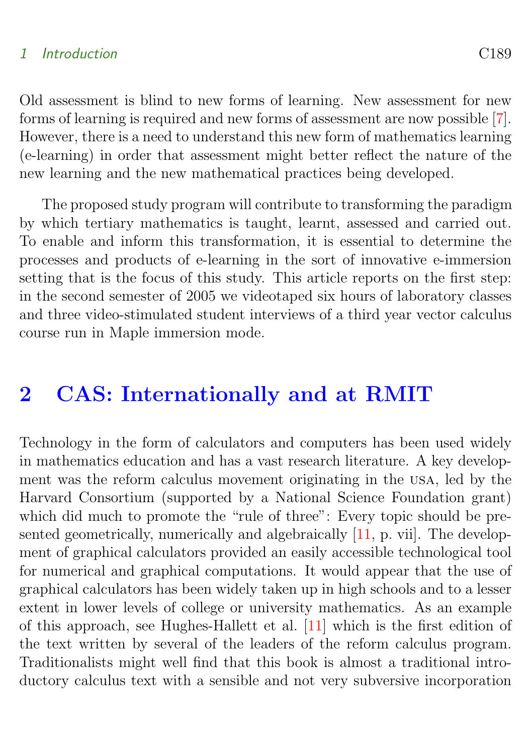Old assessment is blind to new forms of learning. New assessment for new forms of learning is required and new forms of assessment are now possible [7]. However, there is a need to understand this new form of mathematics learning (e-learning) in order that assessment might better reflect the nature of the new learning and the new mathematical practices being developed.

The proposed study program will contribute to transforming the paradigm by which tertiary mathematics is taught, learnt, assessed and carried out. To enable and inform this transformation, it is essential to determine the processes and products of e-learning in the sort of innovative e-immersion setting that is the focus of this study. This article reports on the first step: in the second semester of 2005 we videotaped six hours of laboratory classes and three video-stimulated student interviews of a third year vector calculus course run in Maple immersion mode.

## 2 CAS: Internationally and at RMIT

Technology in the form of calculators and computers has been used widely in mathematics education and has a vast research literature. A key development was the reform calculus movement originating in the USA, led by the Harvard Consortium (supported by a National Science Foundation grant) which did much to promote the "rule of three": Every topic should be presented geometrically, numerically and algebraically [11, p. vii]. The development of graphical calculators provided an easily accessible technological tool for numerical and graphical computations. It would appear that the use of graphical calculators has been widely taken up in high schools and to a lesser extent in lower levels of college or university mathematics. As an example of this approach, see Hughes-Hallett et al. [11] which is the first edition of the text written by several of the leaders of the reform calculus program. Traditionalists might well find that this book is almost a traditional introductory calculus text with a sensible and not very subversive incorporation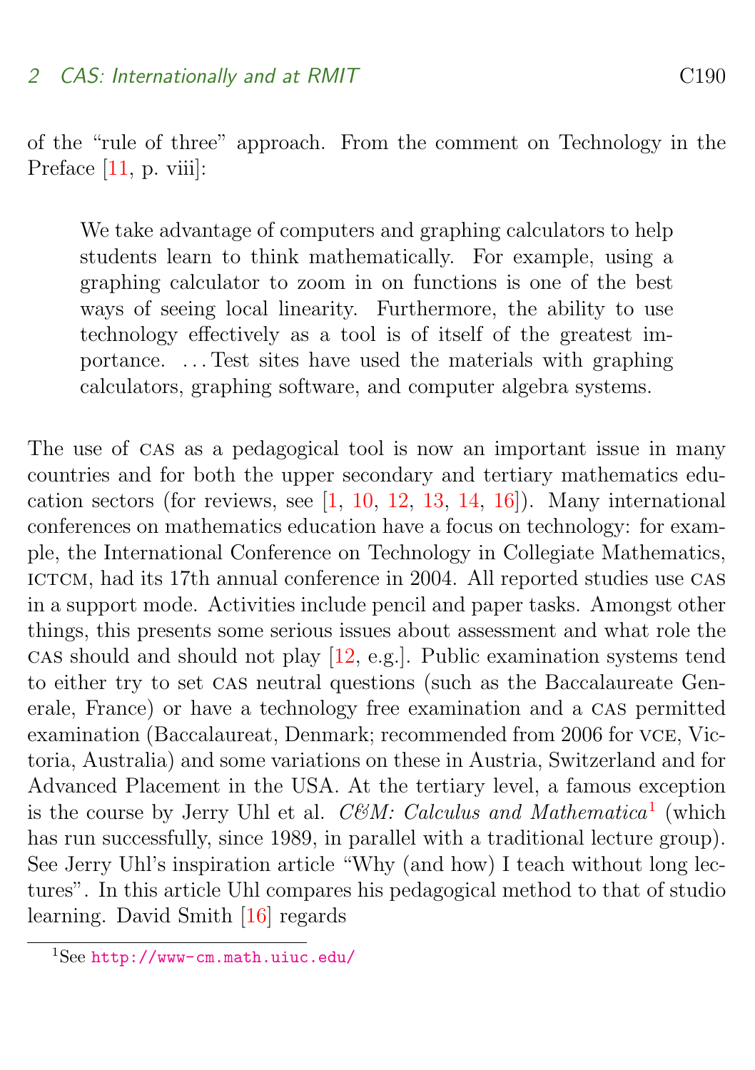of the “rule of three” approach. From the comment on Technology in the Preface [11, p. viii]:

> We take advantage of computers and graphing calculators to help students learn to think mathematically. For example, using a graphing calculator to zoom in on functions is one of the best ways of seeing local linearity. Furthermore, the ability to use technology effectively as a tool is of itself of the greatest importance. ... Test sites have used the materials with graphing calculators, graphing software, and computer algebra systems.

The use of CAS as a pedagogical tool is now an important issue in many countries and for both the upper secondary and tertiary mathematics education sectors (for reviews, see [1, 10, 12, 13, 14, 16]). Many international conferences on mathematics education have a focus on technology: for example, the International Conference on Technology in Collegiate Mathematics, ICTCM, had its 17th annual conference in 2004. All reported studies use CAS in a support mode. Activities include pencil and paper tasks. Amongst other things, this presents some serious issues about assessment and what role the CAS should and should not play [12, e.g.]. Public examination systems tend to either try to set CAS neutral questions (such as the Baccalaureate Generale, France) or have a technology free examination and a CAS permitted examination (Baccalaureat, Denmark; recommended from 2006 for VCE, Victoria, Australia) and some variations on these in Austria, Switzerland and for Advanced Placement in the USA. At the tertiary level, a famous exception is the course by Jerry Uhl et al. *C&M: Calculus and Mathematica*[1] (which has run successfully, since 1989, in parallel with a traditional lecture group). See Jerry Uhl's inspiration article “Why (and how) I teach without long lectures”. In this article Uhl compares his pedagogical method to that of studio learning. David Smith [16] regards

[1] See http://www-cm.math.uiuc.edu/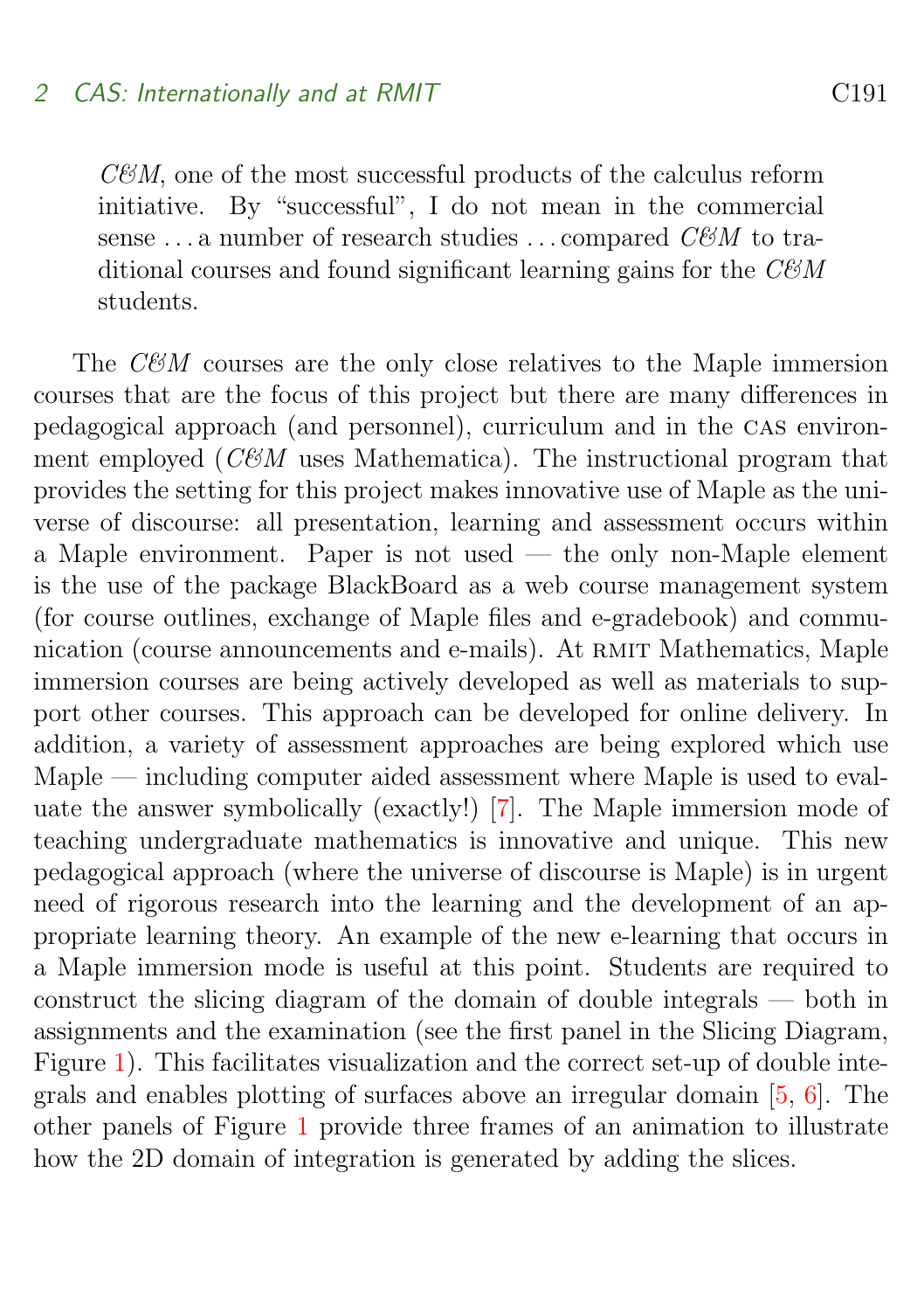> *C&M*, one of the most successful products of the calculus reform initiative. By "successful", I do not mean in the commercial sense . . . a number of research studies . . . compared *C&M* to traditional courses and found significant learning gains for the *C&M* students.

The *C&M* courses are the only close relatives to the Maple immersion courses that are the focus of this project but there are many differences in pedagogical approach (and personnel), curriculum and in the CAS environment employed (*C&M* uses Mathematica). The instructional program that provides the setting for this project makes innovative use of Maple as the universe of discourse: all presentation, learning and assessment occurs within a Maple environment. Paper is not used — the only non-Maple element is the use of the package BlackBoard as a web course management system (for course outlines, exchange of Maple files and e-gradebook) and communication (course announcements and e-mails). At RMIT Mathematics, Maple immersion courses are being actively developed as well as materials to support other courses. This approach can be developed for online delivery. In addition, a variety of assessment approaches are being explored which use Maple — including computer aided assessment where Maple is used to evaluate the answer symbolically (exactly!) [7]. The Maple immersion mode of teaching undergraduate mathematics is innovative and unique. This new pedagogical approach (where the universe of discourse is Maple) is in urgent need of rigorous research into the learning and the development of an appropriate learning theory. An example of the new e-learning that occurs in a Maple immersion mode is useful at this point. Students are required to construct the slicing diagram of the domain of double integrals — both in assignments and the examination (see the first panel in the Slicing Diagram, Figure 1). This facilitates visualization and the correct set-up of double integrals and enables plotting of surfaces above an irregular domain [5, 6]. The other panels of Figure 1 provide three frames of an animation to illustrate how the 2D domain of integration is generated by adding the slices.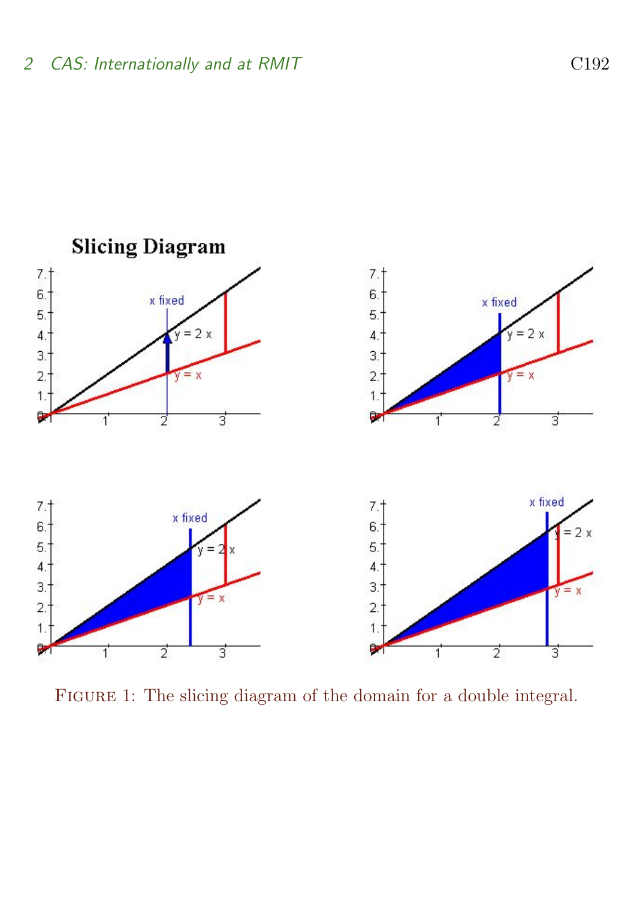FIGURE 1: The slicing diagram of the domain for a double integral.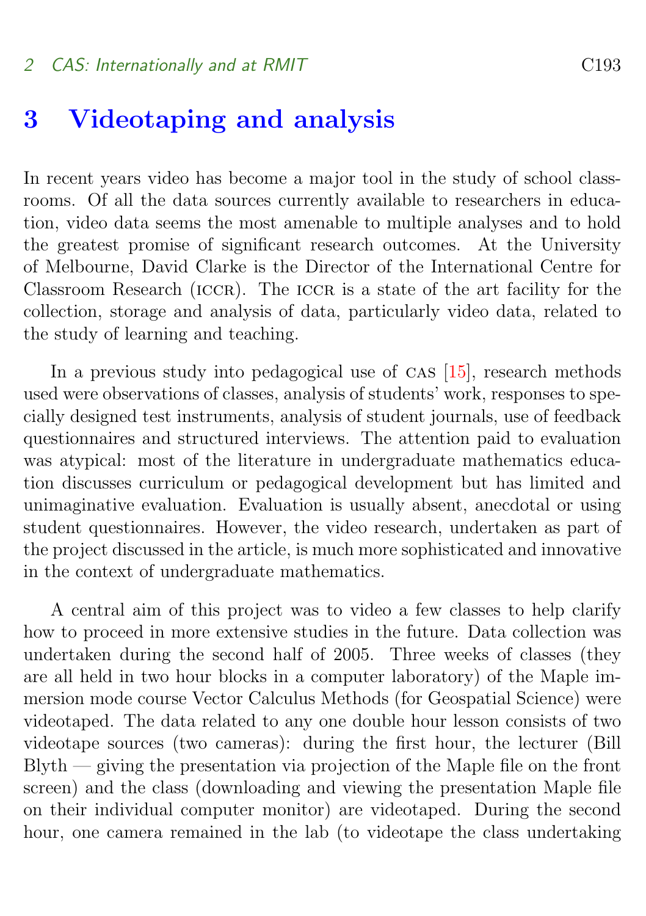# 3 Videotaping and analysis

In recent years video has become a major tool in the study of school classrooms. Of all the data sources currently available to researchers in education, video data seems the most amenable to multiple analyses and to hold the greatest promise of significant research outcomes. At the University of Melbourne, David Clarke is the Director of the International Centre for Classroom Research (ICCR). The ICCR is a state of the art facility for the collection, storage and analysis of data, particularly video data, related to the study of learning and teaching.

In a previous study into pedagogical use of CAS [15], research methods used were observations of classes, analysis of students' work, responses to specially designed test instruments, analysis of student journals, use of feedback questionnaires and structured interviews. The attention paid to evaluation was atypical: most of the literature in undergraduate mathematics education discusses curriculum or pedagogical development but has limited and unimaginative evaluation. Evaluation is usually absent, anecdotal or using student questionnaires. However, the video research, undertaken as part of the project discussed in the article, is much more sophisticated and innovative in the context of undergraduate mathematics.

A central aim of this project was to video a few classes to help clarify how to proceed in more extensive studies in the future. Data collection was undertaken during the second half of 2005. Three weeks of classes (they are all held in two hour blocks in a computer laboratory) of the Maple immersion mode course Vector Calculus Methods (for Geospatial Science) were videotaped. The data related to any one double hour lesson consists of two videotape sources (two cameras): during the first hour, the lecturer (Bill Blyth — giving the presentation via projection of the Maple file on the front screen) and the class (downloading and viewing the presentation Maple file on their individual computer monitor) are videotaped. During the second hour, one camera remained in the lab (to videotape the class undertaking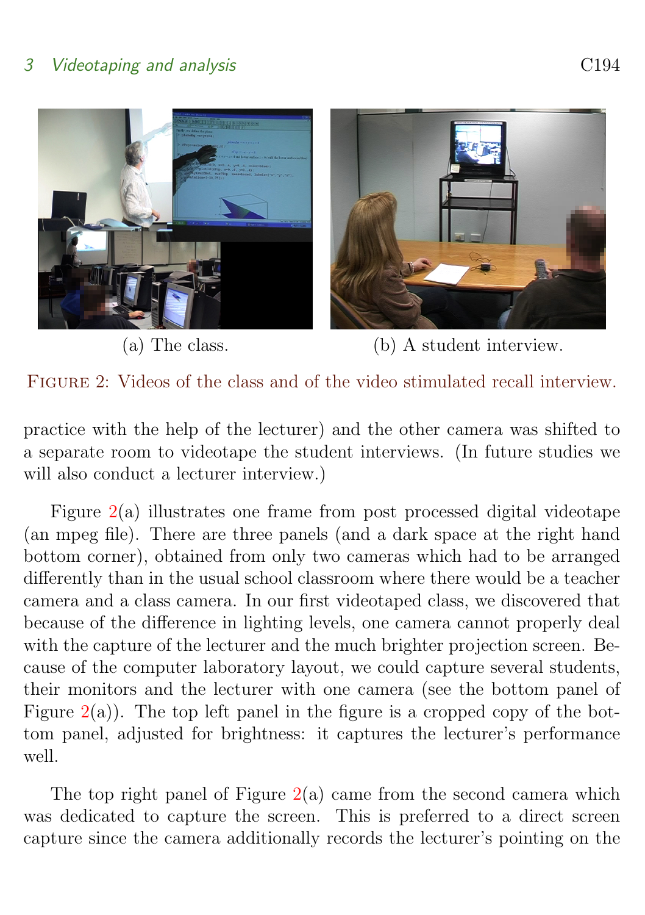(a) The class.

(b) A student interview.

Figure 2: Videos of the class and of the video stimulated recall interview.

practice with the help of the lecturer) and the other camera was shifted to a separate room to videotape the student interviews. (In future studies we will also conduct a lecturer interview.)

Figure 2(a) illustrates one frame from post processed digital videotape (an mpeg file). There are three panels (and a dark space at the right hand bottom corner), obtained from only two cameras which had to be arranged differently than in the usual school classroom where there would be a teacher camera and a class camera. In our first videotaped class, we discovered that because of the difference in lighting levels, one camera cannot properly deal with the capture of the lecturer and the much brighter projection screen. Because of the computer laboratory layout, we could capture several students, their monitors and the lecturer with one camera (see the bottom panel of Figure 2(a)). The top left panel in the figure is a cropped copy of the bottom panel, adjusted for brightness: it captures the lecturer's performance well.

The top right panel of Figure 2(a) came from the second camera which was dedicated to capture the screen. This is preferred to a direct screen capture since the camera additionally records the lecturer's pointing on the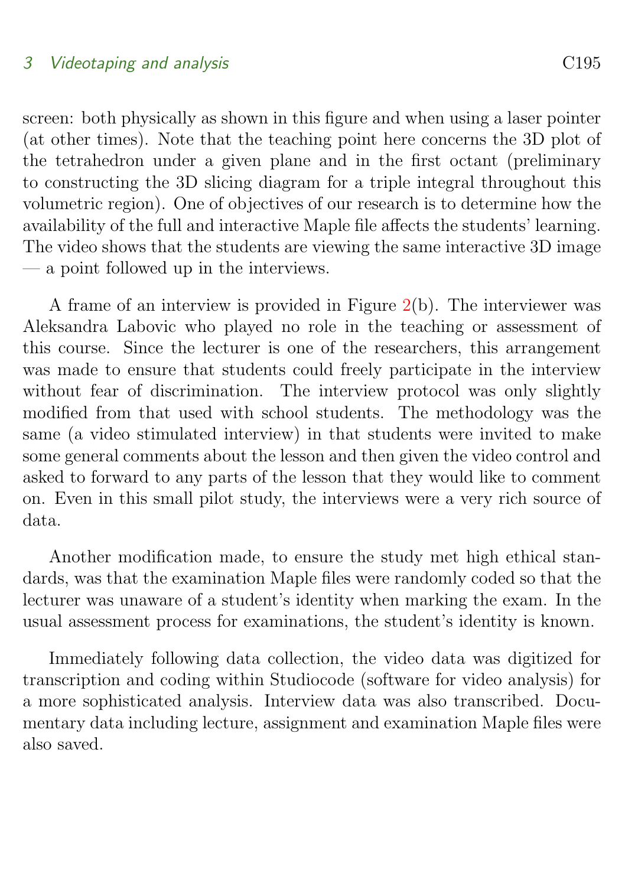screen: both physically as shown in this figure and when using a laser pointer (at other times). Note that the teaching point here concerns the 3D plot of the tetrahedron under a given plane and in the first octant (preliminary to constructing the 3D slicing diagram for a triple integral throughout this volumetric region). One of objectives of our research is to determine how the availability of the full and interactive Maple file affects the students' learning. The video shows that the students are viewing the same interactive 3D image — a point followed up in the interviews.

A frame of an interview is provided in Figure 2(b). The interviewer was Aleksandra Labovic who played no role in the teaching or assessment of this course. Since the lecturer is one of the researchers, this arrangement was made to ensure that students could freely participate in the interview without fear of discrimination. The interview protocol was only slightly modified from that used with school students. The methodology was the same (a video stimulated interview) in that students were invited to make some general comments about the lesson and then given the video control and asked to forward to any parts of the lesson that they would like to comment on. Even in this small pilot study, the interviews were a very rich source of data.

Another modification made, to ensure the study met high ethical standards, was that the examination Maple files were randomly coded so that the lecturer was unaware of a student's identity when marking the exam. In the usual assessment process for examinations, the student's identity is known.

Immediately following data collection, the video data was digitized for transcription and coding within Studiocode (software for video analysis) for a more sophisticated analysis. Interview data was also transcribed. Documentary data including lecture, assignment and examination Maple files were also saved.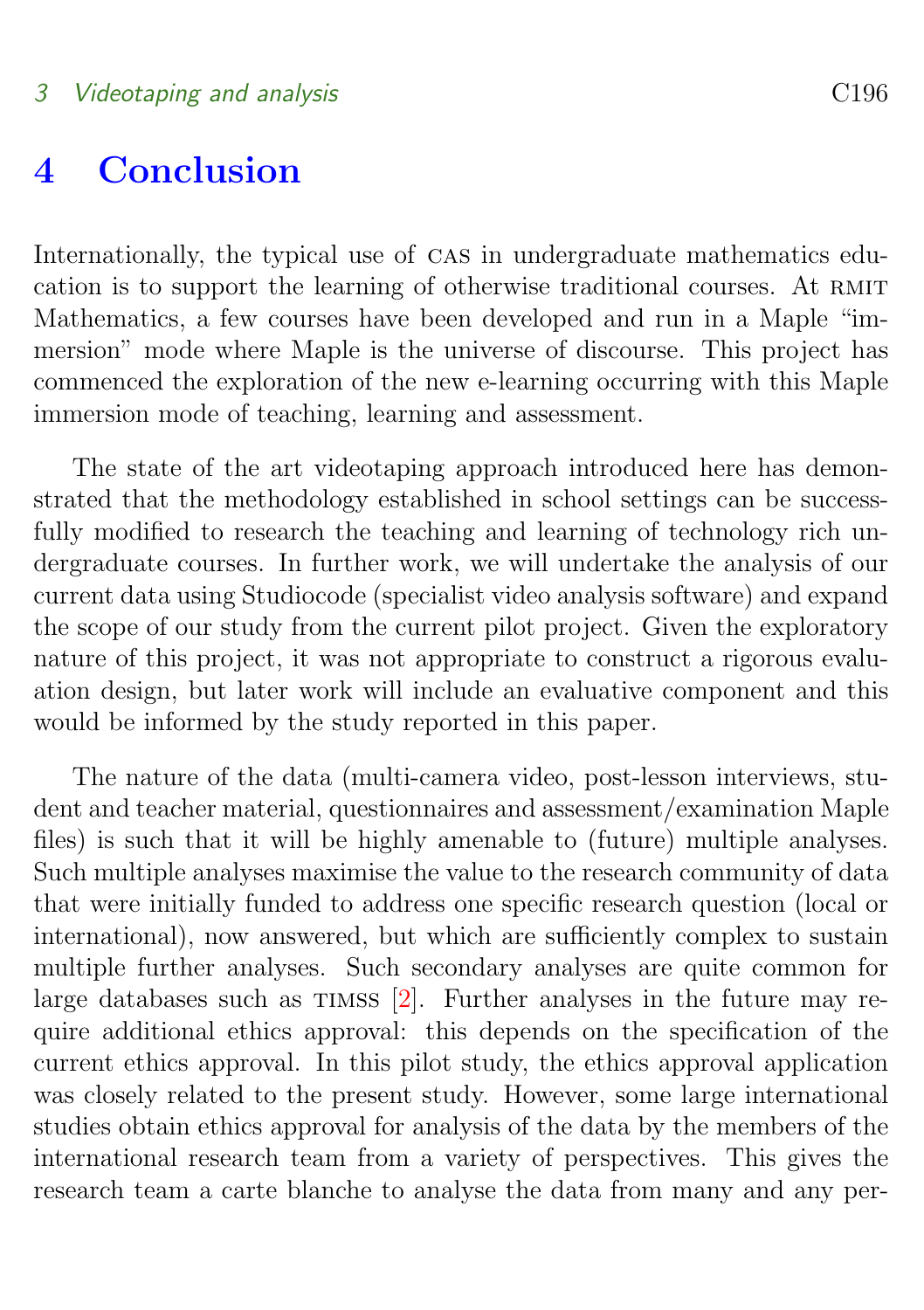# 4 Conclusion

Internationally, the typical use of CAS in undergraduate mathematics education is to support the learning of otherwise traditional courses. At RMIT Mathematics, a few courses have been developed and run in a Maple "immersion" mode where Maple is the universe of discourse. This project has commenced the exploration of the new e-learning occurring with this Maple immersion mode of teaching, learning and assessment.

The state of the art videotaping approach introduced here has demonstrated that the methodology established in school settings can be successfully modified to research the teaching and learning of technology rich undergraduate courses. In further work, we will undertake the analysis of our current data using Studiocode (specialist video analysis software) and expand the scope of our study from the current pilot project. Given the exploratory nature of this project, it was not appropriate to construct a rigorous evaluation design, but later work will include an evaluative component and this would be informed by the study reported in this paper.

The nature of the data (multi-camera video, post-lesson interviews, student and teacher material, questionnaires and assessment/examination Maple files) is such that it will be highly amenable to (future) multiple analyses. Such multiple analyses maximise the value to the research community of data that were initially funded to address one specific research question (local or international), now answered, but which are sufficiently complex to sustain multiple further analyses. Such secondary analyses are quite common for large databases such as TIMSS [2]. Further analyses in the future may require additional ethics approval: this depends on the specification of the current ethics approval. In this pilot study, the ethics approval application was closely related to the present study. However, some large international studies obtain ethics approval for analysis of the data by the members of the international research team from a variety of perspectives. This gives the research team a carte blanche to analyse the data from many and any per-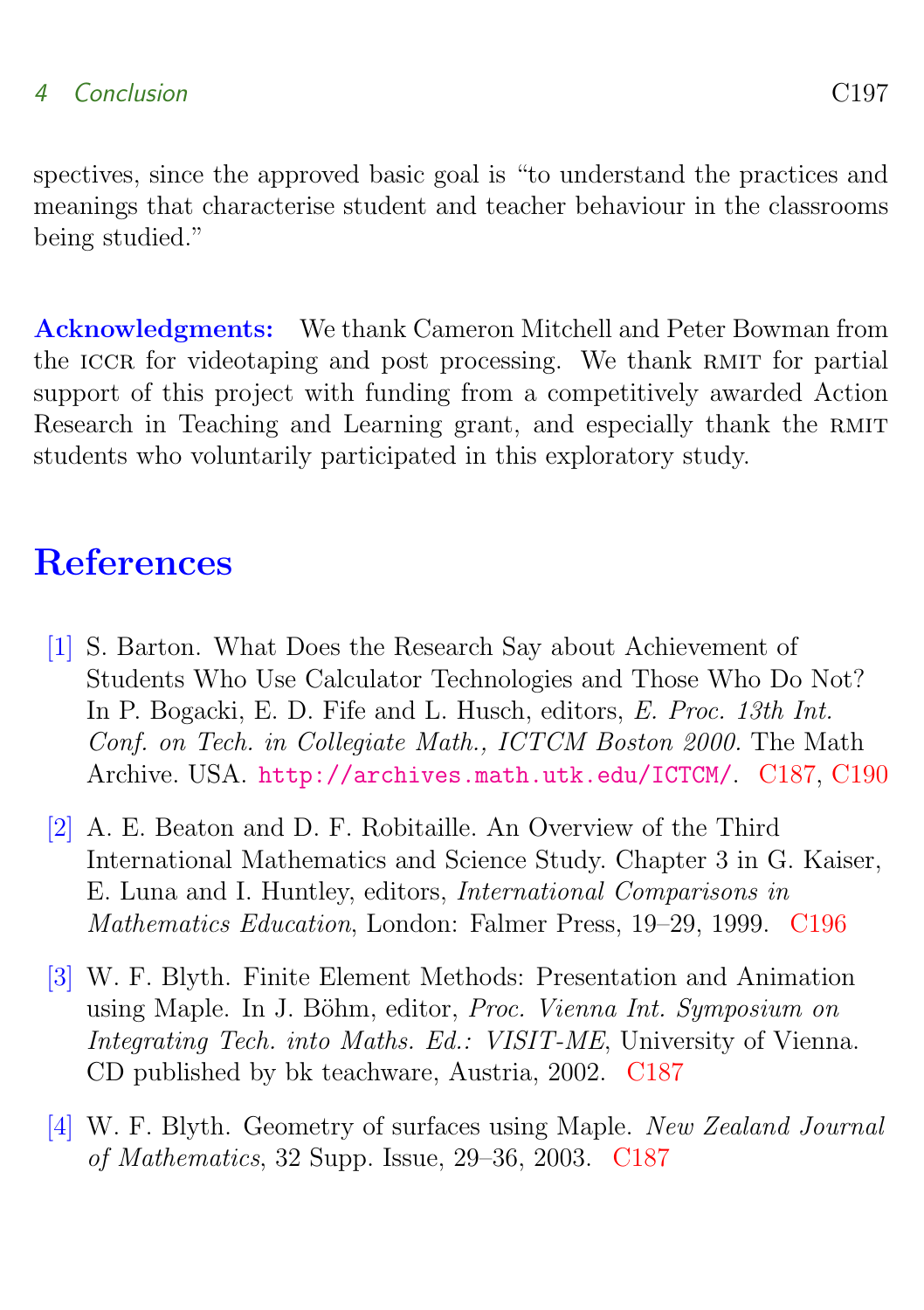spectives, since the approved basic goal is "to understand the practices and meanings that characterise student and teacher behaviour in the classrooms being studied."

**Acknowledgments:** We thank Cameron Mitchell and Peter Bowman from the ICCR for videotaping and post processing. We thank RMIT for partial support of this project with funding from a competitively awarded Action Research in Teaching and Learning grant, and especially thank the RMIT students who voluntarily participated in this exploratory study.

# References

[1] S. Barton. What Does the Research Say about Achievement of Students Who Use Calculator Technologies and Those Who Do Not? In P. Bogacki, E. D. Fife and L. Husch, editors, *E. Proc. 13th Int. Conf. on Tech. in Collegiate Math., ICTCM Boston 2000.* The Math Archive. USA. http://archives.math.utk.edu/ICTCM/. C187, C190

[2] A. E. Beaton and D. F. Robitaille. An Overview of the Third International Mathematics and Science Study. Chapter 3 in G. Kaiser, E. Luna and I. Huntley, editors, *International Comparisons in Mathematics Education*, London: Falmer Press, 19–29, 1999. C196

[3] W. F. Blyth. Finite Element Methods: Presentation and Animation using Maple. In J. Böhm, editor, *Proc. Vienna Int. Symposium on Integrating Tech. into Maths. Ed.: VISIT-ME*, University of Vienna. CD published by bk teachware, Austria, 2002. C187

[4] W. F. Blyth. Geometry of surfaces using Maple. *New Zealand Journal of Mathematics*, 32 Supp. Issue, 29–36, 2003. C187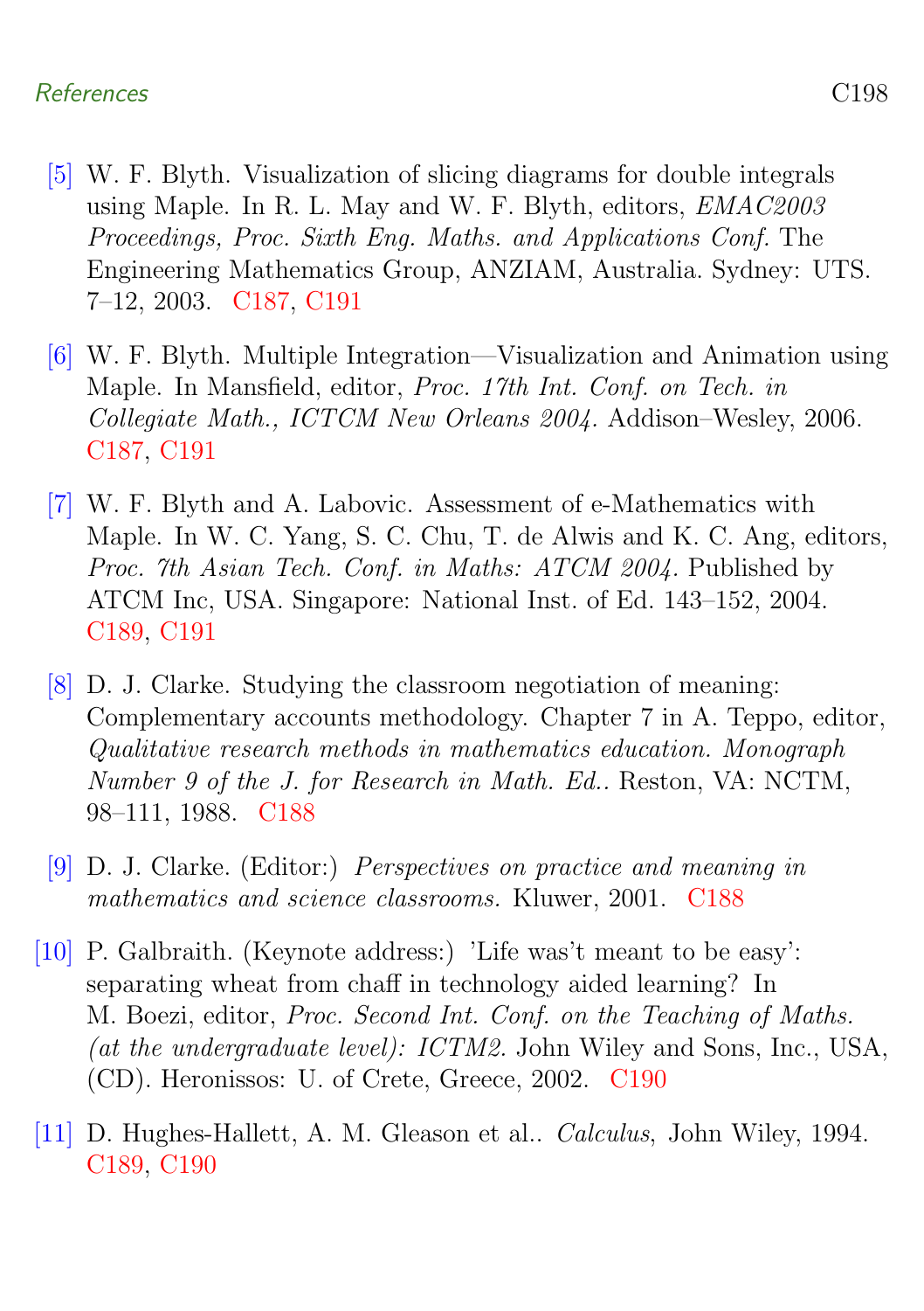[5] W. F. Blyth. Visualization of slicing diagrams for double integrals using Maple. In R. L. May and W. F. Blyth, editors, *EMAC2003 Proceedings, Proc. Sixth Eng. Maths. and Applications Conf.* The Engineering Mathematics Group, ANZIAM, Australia. Sydney: UTS. 7–12, 2003. C187, C191

[6] W. F. Blyth. Multiple Integration—Visualization and Animation using Maple. In Mansfield, editor, *Proc. 17th Int. Conf. on Tech. in Collegiate Math., ICTCM New Orleans 2004.* Addison–Wesley, 2006. C187, C191

[7] W. F. Blyth and A. Labovic. Assessment of e-Mathematics with Maple. In W. C. Yang, S. C. Chu, T. de Alwis and K. C. Ang, editors, *Proc. 7th Asian Tech. Conf. in Maths: ATCM 2004.* Published by ATCM Inc, USA. Singapore: National Inst. of Ed. 143–152, 2004. C189, C191

[8] D. J. Clarke. Studying the classroom negotiation of meaning: Complementary accounts methodology. Chapter 7 in A. Teppo, editor, *Qualitative research methods in mathematics education. Monograph Number 9 of the J. for Research in Math. Ed..* Reston, VA: NCTM, 98–111, 1988. C188

[9] D. J. Clarke. (Editor:) *Perspectives on practice and meaning in mathematics and science classrooms.* Kluwer, 2001. C188

[10] P. Galbraith. (Keynote address:) 'Life was't meant to be easy': separating wheat from chaff in technology aided learning? In M. Boezi, editor, *Proc. Second Int. Conf. on the Teaching of Maths. (at the undergraduate level): ICTM2.* John Wiley and Sons, Inc., USA, (CD). Heronissos: U. of Crete, Greece, 2002. C190

[11] D. Hughes-Hallett, A. M. Gleason et al.. *Calculus*, John Wiley, 1994. C189, C190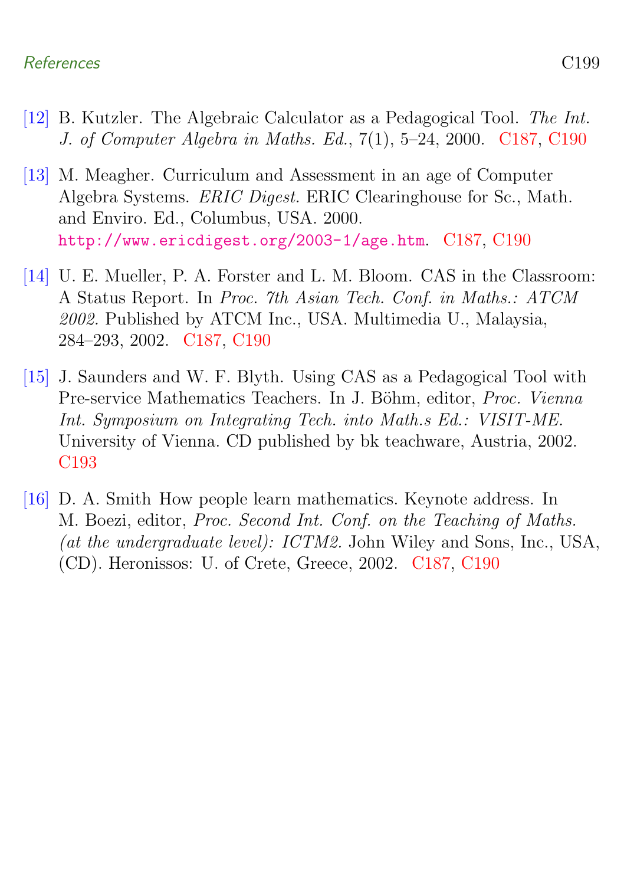[12] B. Kutzler. The Algebraic Calculator as a Pedagogical Tool. *The Int. J. of Computer Algebra in Maths. Ed.*, 7(1), 5–24, 2000. C187, C190

[13] M. Meagher. Curriculum and Assessment in an age of Computer Algebra Systems. *ERIC Digest*. ERIC Clearinghouse for Sc., Math. and Enviro. Ed., Columbus, USA. 2000. http://www.ericdigest.org/2003-1/age.htm. C187, C190

[14] U. E. Mueller, P. A. Forster and L. M. Bloom. CAS in the Classroom: A Status Report. In *Proc. 7th Asian Tech. Conf. in Maths.: ATCM 2002.* Published by ATCM Inc., USA. Multimedia U., Malaysia, 284–293, 2002. C187, C190

[15] J. Saunders and W. F. Blyth. Using CAS as a Pedagogical Tool with Pre-service Mathematics Teachers. In J. Böhm, editor, *Proc. Vienna Int. Symposium on Integrating Tech. into Math.s Ed.: VISIT-ME.* University of Vienna. CD published by bk teachware, Austria, 2002. C193

[16] D. A. Smith How people learn mathematics. Keynote address. In M. Boezi, editor, *Proc. Second Int. Conf. on the Teaching of Maths. (at the undergraduate level): ICTM2.* John Wiley and Sons, Inc., USA, (CD). Heronissos: U. of Crete, Greece, 2002. C187, C190